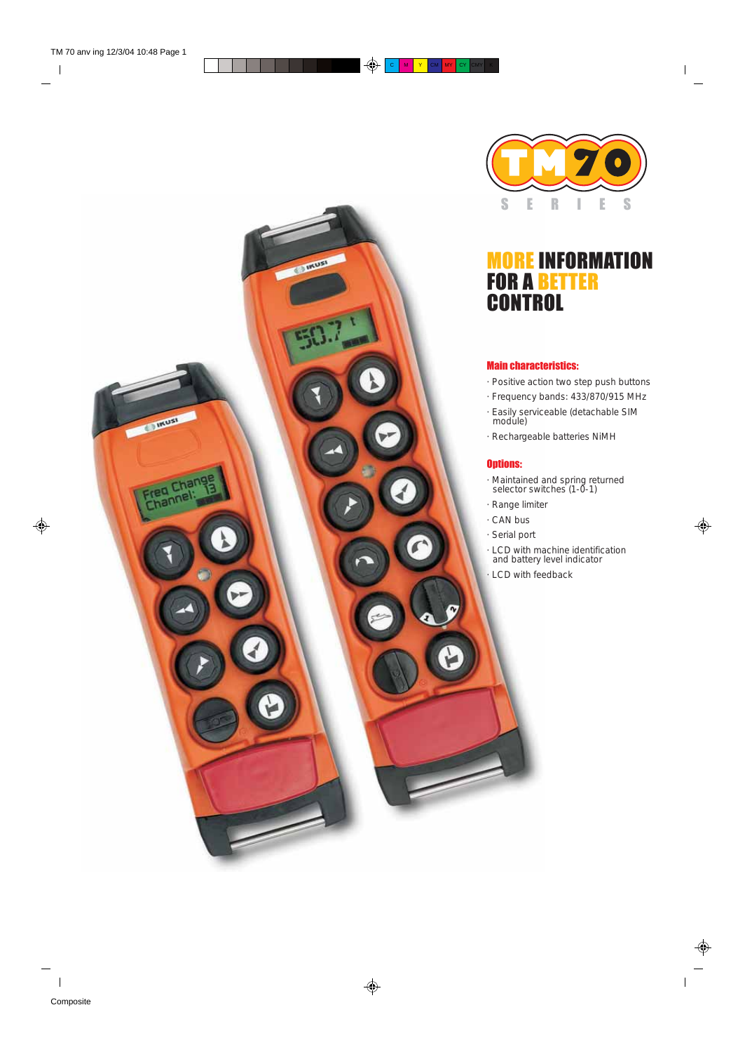# TM70 SERIES

## MORE INFORMATION FOR A BETTER CONTROL

### Main characteristics:

- Positive action two step push buttons
- Frequency bands: 433/870/915 MHz
- Easily serviceable (detachable SIM module)
- Rechargeable batteries NiMH

### Options:

- Maintained and spring returned selector switches (1-0-1)
- Range limiter
- CAN bus
- Serial port
- LCD with machine identification and battery level indicator
- LCD with feedback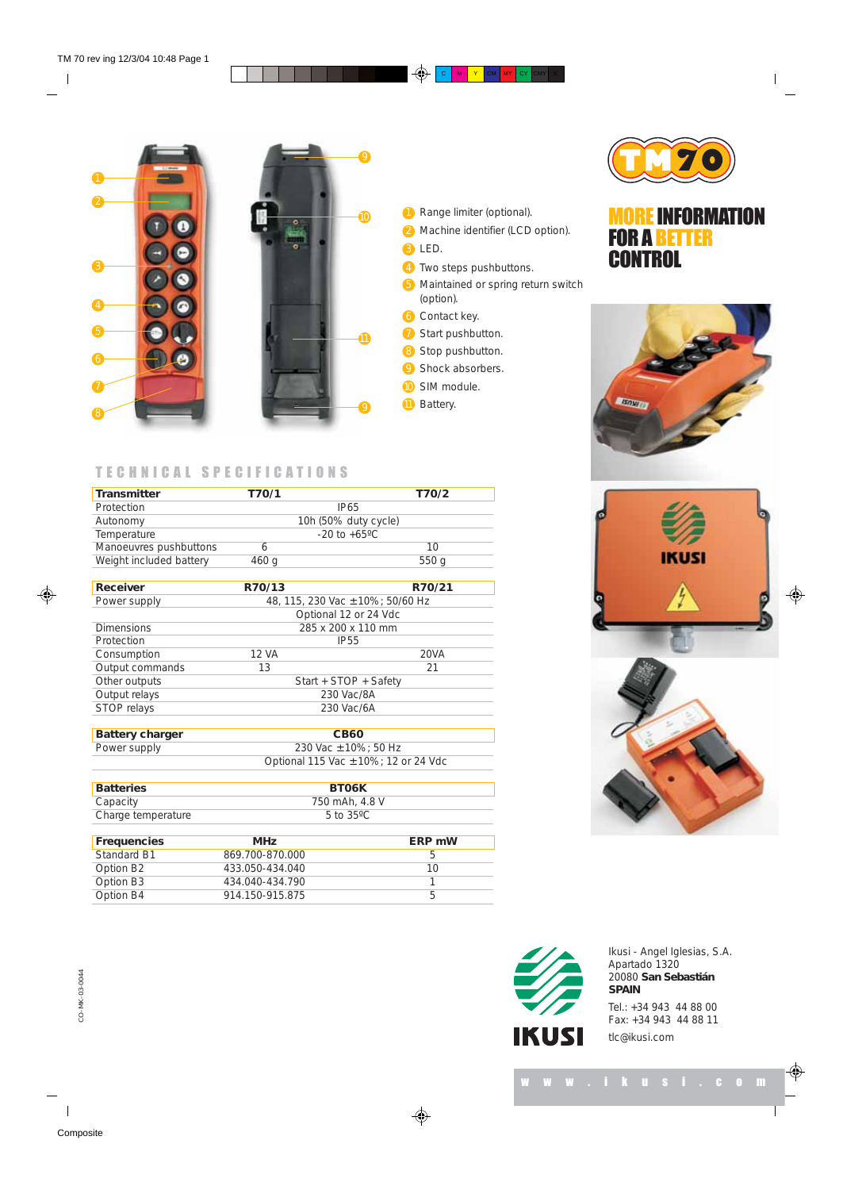1. Range limiter (optional).
2. Machine identifier (LCD option).
3. LED.
4. Two steps pushbuttons.
5. Maintained or spring return switch (option).
6. Contact key.
7. Start pushbutton.
8. Stop pushbutton.
9. Shock absorbers.
10. SIM module.
11. Battery.

# TM70

## MORE INFORMATION FOR A BETTER CONTROL

## TECHNICAL SPECIFICATIONS

| Transmitter | T70/1 | T70/2 |
|---|---|---|
| Protection | IP65 | |
| Autonomy | 10h (50% duty cycle) | |
| Temperature | -20 to +65ºC | |
| Manoeuvres pushbuttons | 6 | 10 |
| Weight included battery | 460 g | 550 g |

| Receiver | R70/13 | R70/21 |
|---|---|---|
| Power supply | 48, 115, 230 Vac ±10%; 50/60 Hz | |
| | Optional 12 or 24 Vdc | |
| Dimensions | 285 x 200 x 110 mm | |
| Protection | IP55 | |
| Consumption | 12 VA | 20VA |
| Output commands | 13 | 21 |
| Other outputs | Start + STOP + Safety | |
| Output relays | 230 Vac/8A | |
| STOP relays | 230 Vac/6A | |

| Battery charger | CB60 |
|---|---|
| Power supply | 230 Vac ±10%; 50 Hz |
| | Optional 115 Vac ±10%; 12 or 24 Vdc |

| Batteries | BT06K |
|---|---|
| Capacity | 750 mAh, 4.8 V |
| Charge temperature | 5 to 35ºC |

| Frequencies | MHz | ERP mW |
|---|---|---|
| Standard B1 | 869.700-870.000 | 5 |
| Option B2 | 433.050-434.040 | 10 |
| Option B3 | 434.040-434.790 | 1 |
| Option B4 | 914.150-915.875 | 5 |

IKUSI

Ikusi - Angel Iglesias, S.A.
Apartado 1320
20080 **San Sebastián**
**SPAIN**

Tel.: +34 943 44 88 00
Fax: +34 943 44 88 11

tlc@ikusi.com

www.ikusi.com

CO-MK-03-0044